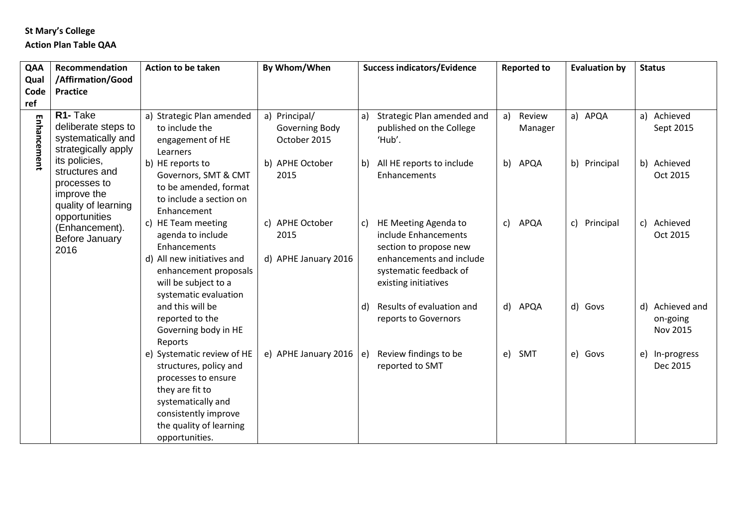**St Mary's College**

**Action Plan Table QAA**

| QAA Qual Code ref | Recommendation /Affirmation/Good Practice | Action to be taken | By Whom/When | Success indicators/Evidence | Reported to | Evaluation by | Status |
|---|---|---|---|---|---|---|---|
| Enhancement | **R1-** Take deliberate steps to systematically and strategically apply its policies, structures and processes to improve the quality of learning opportunities (Enhancement). Before January 2016 | a) Strategic Plan amended to include the engagement of HE Learners | a) Principal/ Governing Body October 2015 | a) Strategic Plan amended and published on the College 'Hub'. | a) Review Manager | a) APQA | a) Achieved Sept 2015 |
| | | b) HE reports to Governors, SMT & CMT to be amended, format to include a section on Enhancement | b) APHE October 2015 | b) All HE reports to include Enhancements | b) APQA | b) Principal | b) Achieved Oct 2015 |
| | | c) HE Team meeting agenda to include Enhancements | c) APHE October 2015 | c) HE Meeting Agenda to include Enhancements section to propose new enhancements and include systematic feedback of existing initiatives | c) APQA | c) Principal | c) Achieved Oct 2015 |
| | | d) All new initiatives and enhancement proposals will be subject to a systematic evaluation and this will be reported to the Governing body in HE Reports | d) APHE January 2016 | d) Results of evaluation and reports to Governors | d) APQA | d) Govs | d) Achieved and on-going Nov 2015 |
| | | e) Systematic review of HE structures, policy and processes to ensure they are fit to systematically and consistently improve the quality of learning opportunities. | e) APHE January 2016 | e) Review findings to be reported to SMT | e) SMT | e) Govs | e) In-progress Dec 2015 |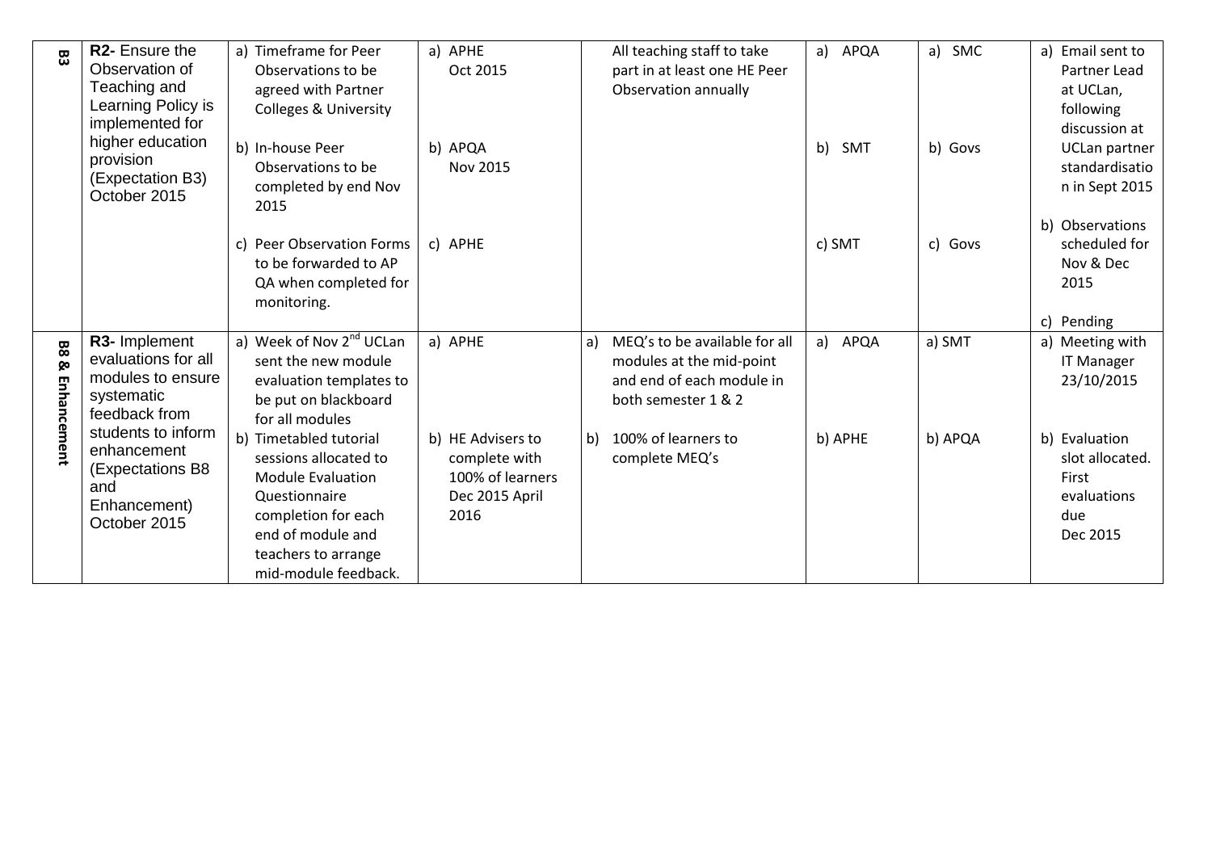| B3 | R2- Ensure the Observation of Teaching and Learning Policy is implemented for higher education provision (Expectation B3) October 2015 | a) Timeframe for Peer Observations to be agreed with Partner Colleges & University<br><br>b) In-house Peer Observations to be completed by end Nov 2015<br><br>c) Peer Observation Forms to be forwarded to AP QA when completed for monitoring. | a) APHE Oct 2015<br><br>b) APQA Nov 2015<br><br>c) APHE | All teaching staff to take part in at least one HE Peer Observation annually | a) APQA<br><br>b) SMT<br><br>c) SMT | a) SMC<br><br>b) Govs<br><br>c) Govs | a) Email sent to Partner Lead at UCLan, following discussion at UCLan partner standardisation in Sept 2015<br><br>b) Observations scheduled for Nov & Dec 2015<br><br>c) Pending |
|---|---|---|---|---|---|---|---|
| B8 & Enhancement | R3- Implement evaluations for all modules to ensure systematic feedback from students to inform enhancement (Expectations B8 and Enhancement) October 2015 | a) Week of Nov 2nd UCLan sent the new module evaluation templates to be put on blackboard for all modules<br><br>b) Timetabled tutorial sessions allocated to Module Evaluation Questionnaire completion for each end of module and teachers to arrange mid-module feedback. | a) APHE<br><br>b) HE Advisers to complete with 100% of learners Dec 2015 April 2016 | a) MEQ's to be available for all modules at the mid-point and end of each module in both semester 1 & 2<br><br>b) 100% of learners to complete MEQ's | a) APQA<br><br>b) APHE | a) SMT<br><br>b) APQA | a) Meeting with IT Manager 23/10/2015<br><br>b) Evaluation slot allocated. First evaluations due Dec 2015 |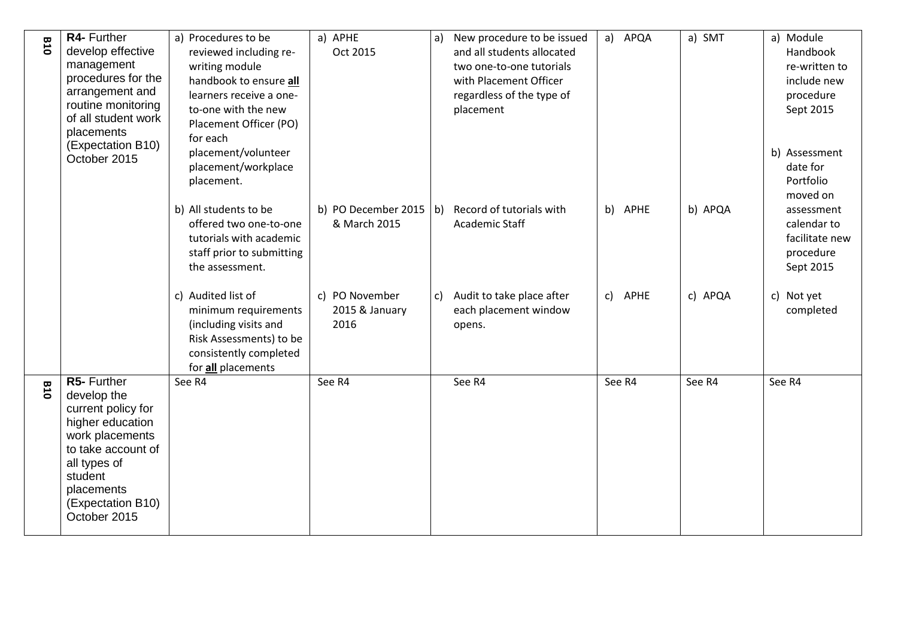| | | | | | | | |
|---|---|---|---|---|---|---|---|
| B10 | **R4-** Further develop effective management procedures for the arrangement and routine monitoring of all student work placements (Expectation B10) October 2015 | a) Procedures to be reviewed including re-writing module handbook to ensure **all** learners receive a one-to-one with the new Placement Officer (PO) for each placement/volunteer placement/workplace placement.<br><br>b) All students to be offered two one-to-one tutorials with academic staff prior to submitting the assessment.<br><br>c) Audited list of minimum requirements (including visits and Risk Assessments) to be consistently completed for **all** placements | a) APHE Oct 2015<br><br>b) PO December 2015 & March 2015<br><br>c) PO November 2015 & January 2016 | a) New procedure to be issued and all students allocated two one-to-one tutorials with Placement Officer regardless of the type of placement<br><br>b) Record of tutorials with Academic Staff<br><br>c) Audit to take place after each placement window opens. | a) APQA<br><br>b) APHE<br><br>c) APHE | a) SMT<br><br>b) APQA<br><br>c) APQA | a) Module Handbook re-written to include new procedure Sept 2015<br><br>b) Assessment date for Portfolio moved on assessment calendar to facilitate new procedure Sept 2015<br><br>c) Not yet completed |
| B10 | **R5-** Further develop the current policy for higher education work placements to take account of all types of student placements (Expectation B10) October 2015 | See R4 | See R4 | See R4 | See R4 | See R4 | See R4 |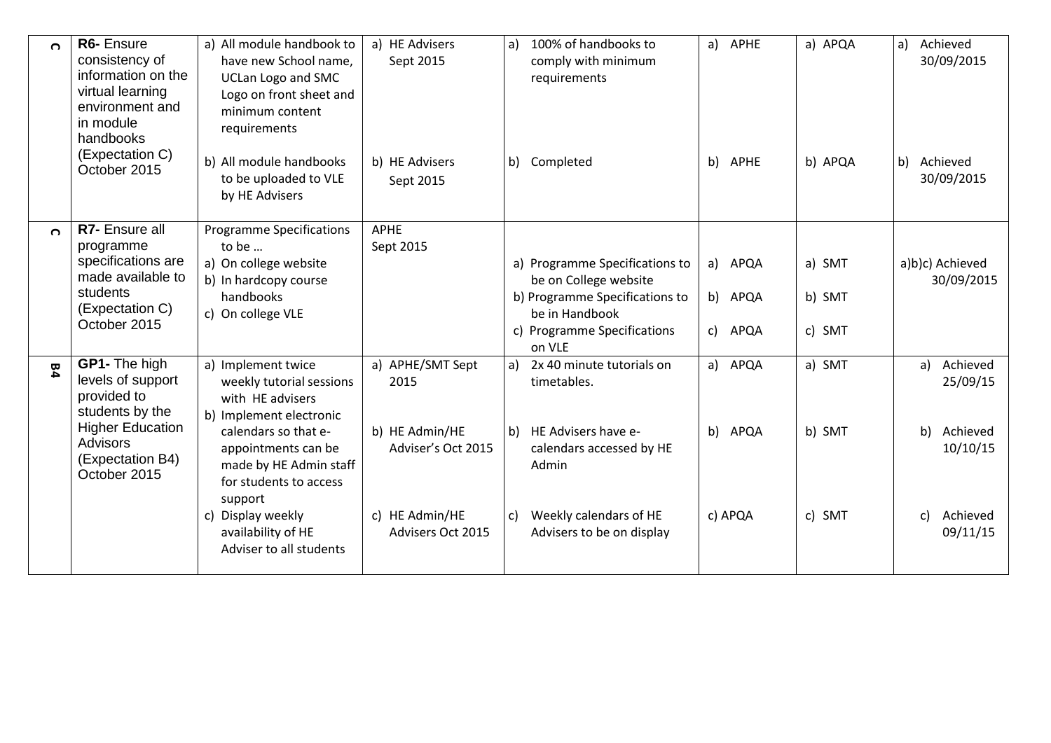| | | | | | | | |
|---|---|---|---|---|---|---|---|
| C | **R6-** Ensure consistency of information on the virtual learning environment and in module handbooks (Expectation C) October 2015 | a) All module handbook to have new School name, UCLan Logo and SMC Logo on front sheet and minimum content requirements<br><br>b) All module handbooks to be uploaded to VLE by HE Advisers | a) HE Advisers Sept 2015<br><br>b) HE Advisers Sept 2015 | a) 100% of handbooks to comply with minimum requirements<br><br>b) Completed | a) APHE<br><br>b) APHE | a) APQA<br><br>b) APQA | a) Achieved 30/09/2015<br><br>b) Achieved 30/09/2015 |
| C | **R7-** Ensure all programme specifications are made available to students (Expectation C) October 2015 | Programme Specifications to be …<br>a) On college website<br>b) In hardcopy course handbooks<br>c) On college VLE | APHE Sept 2015 | a) Programme Specifications to be on College website<br>b) Programme Specifications to be in Handbook<br>c) Programme Specifications on VLE | a) APQA<br>b) APQA<br>c) APQA | a) SMT<br>b) SMT<br>c) SMT | a)b)c) Achieved 30/09/2015 |
| B4 | **GP1-** The high levels of support provided to students by the Higher Education Advisors (Expectation B4) October 2015 | a) Implement twice weekly tutorial sessions with HE advisers<br>b) Implement electronic calendars so that e-appointments can be made by HE Admin staff for students to access support<br>c) Display weekly availability of HE Adviser to all students | a) APHE/SMT Sept 2015<br><br>b) HE Admin/HE Adviser's Oct 2015<br><br>c) HE Admin/HE Advisers Oct 2015 | a) 2x 40 minute tutorials on timetables.<br><br>b) HE Advisers have e-calendars accessed by HE Admin<br><br>c) Weekly calendars of HE Advisers to be on display | a) APQA<br><br>b) APQA<br><br>c) APQA | a) SMT<br><br>b) SMT<br><br>c) SMT | a) Achieved 25/09/15<br><br>b) Achieved 10/10/15<br><br>c) Achieved 09/11/15 |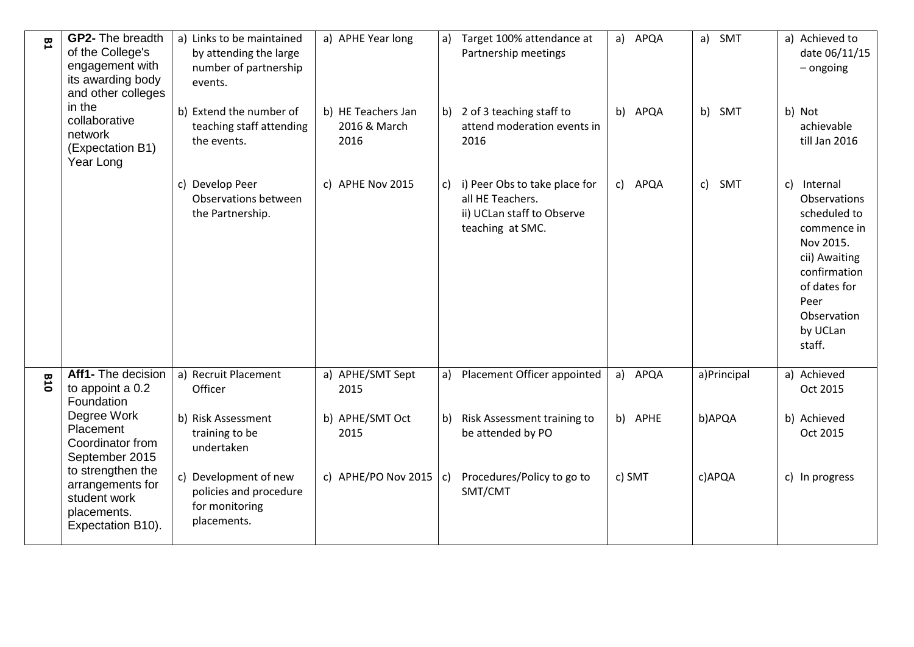| | | | | | | | |
|---|---|---|---|---|---|---|---|
| B1 | **GP2-** The breadth of the College's engagement with its awarding body and other colleges in the collaborative network (Expectation B1) Year Long | a) Links to be maintained by attending the large number of partnership events. | a) APHE Year long | a) Target 100% attendance at Partnership meetings | a) APQA | a) SMT | a) Achieved to date 06/11/15 – ongoing |
| | | b) Extend the number of teaching staff attending the events. | b) HE Teachers Jan 2016 & March 2016 | b) 2 of 3 teaching staff to attend moderation events in 2016 | b) APQA | b) SMT | b) Not achievable till Jan 2016 |
| | | c) Develop Peer Observations between the Partnership. | c) APHE Nov 2015 | c) i) Peer Obs to take place for all HE Teachers. ii) UCLan staff to Observe teaching at SMC. | c) APQA | c) SMT | c) Internal Observations scheduled to commence in Nov 2015. cii) Awaiting confirmation of dates for Peer Observation by UCLan staff. |
| B10 | **Aff1-** The decision to appoint a 0.2 Foundation Degree Work Placement Coordinator from September 2015 to strengthen the arrangements for student work placements. Expectation B10). | a) Recruit Placement Officer | a) APHE/SMT Sept 2015 | a) Placement Officer appointed | a) APQA | a)Principal | a) Achieved Oct 2015 |
| | | b) Risk Assessment training to be undertaken | b) APHE/SMT Oct 2015 | b) Risk Assessment training to be attended by PO | b) APHE | b)APQA | b) Achieved Oct 2015 |
| | | c) Development of new policies and procedure for monitoring placements. | c) APHE/PO Nov 2015 | c) Procedures/Policy to go to SMT/CMT | c) SMT | c)APQA | c) In progress |